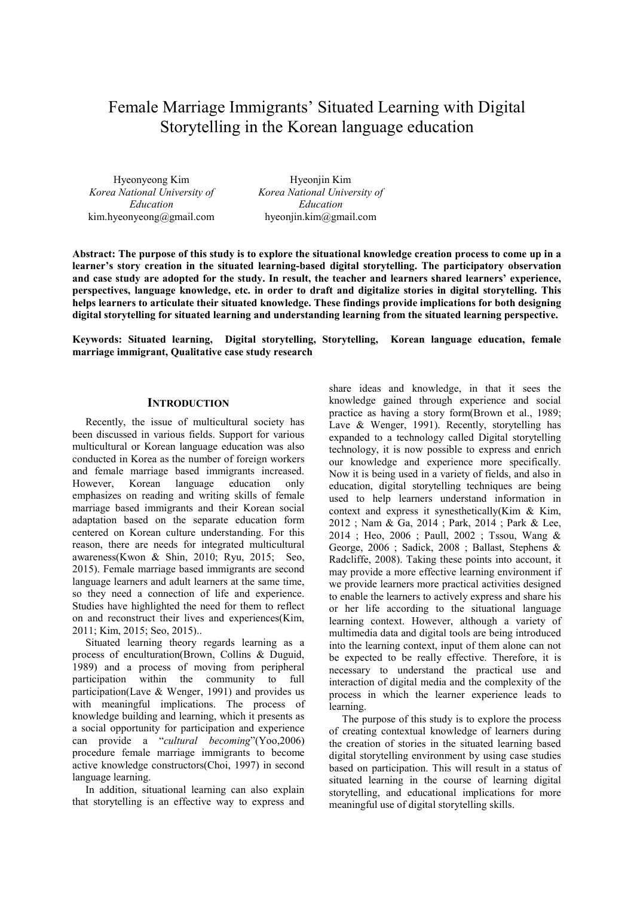# Female Marriage Immigrants' Situated Learning with Digital Storytelling in the Korean language education

Hyeonyeong Kim
*Korea National University of Education*
kim.hyeonyeong@gmail.com

Hyeonjin Kim
*Korea National University of Education*
hyeonjin.kim@gmail.com

**Abstract: The purpose of this study is to explore the situational knowledge creation process to come up in a learner's story creation in the situated learning-based digital storytelling. The participatory observation and case study are adopted for the study. In result, the teacher and learners shared learners' experience, perspectives, language knowledge, etc. in order to draft and digitalize stories in digital storytelling. This helps learners to articulate their situated knowledge. These findings provide implications for both designing digital storytelling for situated learning and understanding learning from the situated learning perspective.**

**Keywords: Situated learning, Digital storytelling, Storytelling, Korean language education, female marriage immigrant, Qualitative case study research**

## INTRODUCTION

Recently, the issue of multicultural society has been discussed in various fields. Support for various multicultural or Korean language education was also conducted in Korea as the number of foreign workers and female marriage based immigrants increased. However, Korean language education only emphasizes on reading and writing skills of female marriage based immigrants and their Korean social adaptation based on the separate education form centered on Korean culture understanding. For this reason, there are needs for integrated multicultural awareness(Kwon & Shin, 2010; Ryu, 2015; Seo, 2015). Female marriage based immigrants are second language learners and adult learners at the same time, so they need a connection of life and experience. Studies have highlighted the need for them to reflect on and reconstruct their lives and experiences(Kim, 2011; Kim, 2015; Seo, 2015)..

Situated learning theory regards learning as a process of enculturation(Brown, Collins & Duguid, 1989) and a process of moving from peripheral participation within the community to full participation(Lave & Wenger, 1991) and provides us with meaningful implications. The process of knowledge building and learning, which it presents as a social opportunity for participation and experience can provide a "*cultural becoming*"(Yoo,2006) procedure female marriage immigrants to become active knowledge constructors(Choi, 1997) in second language learning.

In addition, situational learning can also explain that storytelling is an effective way to express and share ideas and knowledge, in that it sees the knowledge gained through experience and social practice as having a story form(Brown et al., 1989; Lave & Wenger, 1991). Recently, storytelling has expanded to a technology called Digital storytelling technology, it is now possible to express and enrich our knowledge and experience more specifically. Now it is being used in a variety of fields, and also in education, digital storytelling techniques are being used to help learners understand information in context and express it synesthetically(Kim & Kim, 2012 ; Nam & Ga, 2014 ; Park, 2014 ; Park & Lee, 2014 ; Heo, 2006 ; Paull, 2002 ; Tssou, Wang & George, 2006 ; Sadick, 2008 ; Ballast, Stephens & Radcliffe, 2008). Taking these points into account, it may provide a more effective learning environment if we provide learners more practical activities designed to enable the learners to actively express and share his or her life according to the situational language learning context. However, although a variety of multimedia data and digital tools are being introduced into the learning context, input of them alone can not be expected to be really effective. Therefore, it is necessary to understand the practical use and interaction of digital media and the complexity of the process in which the learner experience leads to learning.

The purpose of this study is to explore the process of creating contextual knowledge of learners during the creation of stories in the situated learning based digital storytelling environment by using case studies based on participation. This will result in a status of situated learning in the course of learning digital storytelling, and educational implications for more meaningful use of digital storytelling skills.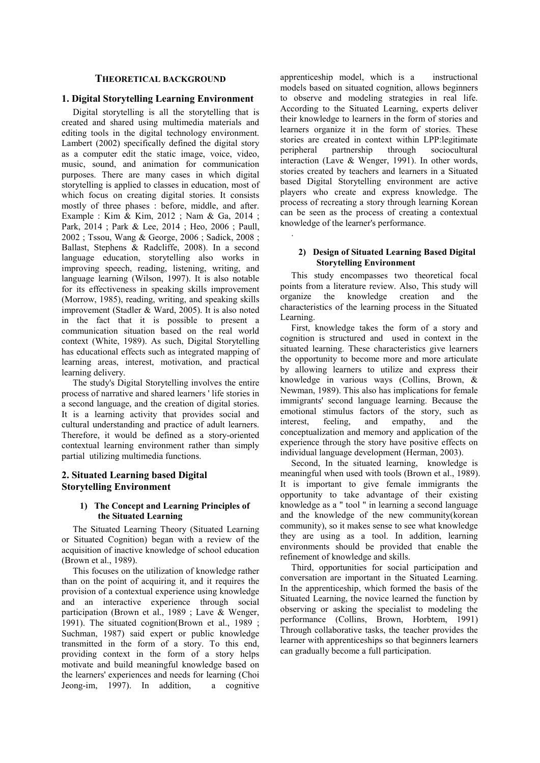## THEORETICAL BACKGROUND

## 1. Digital Storytelling Learning Environment

Digital storytelling is all the storytelling that is created and shared using multimedia materials and editing tools in the digital technology environment. Lambert (2002) specifically defined the digital story as a computer edit the static image, voice, video, music, sound, and animation for communication purposes. There are many cases in which digital storytelling is applied to classes in education, most of which focus on creating digital stories. It consists mostly of three phases : before, middle, and after. Example : Kim & Kim, 2012 ; Nam & Ga, 2014 ; Park, 2014 ; Park & Lee, 2014 ; Heo, 2006 ; Paull, 2002 ; Tssou, Wang & George, 2006 ; Sadick, 2008 ; Ballast, Stephens & Radcliffe, 2008). In a second language education, storytelling also works in improving speech, reading, listening, writing, and language learning (Wilson, 1997). It is also notable for its effectiveness in speaking skills improvement (Morrow, 1985), reading, writing, and speaking skills improvement (Stadler & Ward, 2005). It is also noted in the fact that it is possible to present a communication situation based on the real world context (White, 1989). As such, Digital Storytelling has educational effects such as integrated mapping of learning areas, interest, motivation, and practical learning delivery.

The study's Digital Storytelling involves the entire process of narrative and shared learners ' life stories in a second language, and the creation of digital stories. It is a learning activity that provides social and cultural understanding and practice of adult learners. Therefore, it would be defined as a story-oriented contextual learning environment rather than simply partial utilizing multimedia functions.

## 2. Situated Learning based Digital Storytelling Environment

### 1) The Concept and Learning Principles of the Situated Learning

The Situated Learning Theory (Situated Learning or Situated Cognition) began with a review of the acquisition of inactive knowledge of school education (Brown et al., 1989).

This focuses on the utilization of knowledge rather than on the point of acquiring it, and it requires the provision of a contextual experience using knowledge and an interactive experience through social participation (Brown et al., 1989 ; Lave & Wenger, 1991). The situated cognition(Brown et al., 1989 ; Suchman, 1987) said expert or public knowledge transmitted in the form of a story. To this end, providing context in the form of a story helps motivate and build meaningful knowledge based on the learners' experiences and needs for learning (Choi Jeong-im, 1997). In addition, a cognitive apprenticeship model, which is a instructional models based on situated cognition, allows beginners to observe and modeling strategies in real life. According to the Situated Learning, experts deliver their knowledge to learners in the form of stories and learners organize it in the form of stories. These stories are created in context within LPP:legitimate peripheral partnership through sociocultural interaction (Lave & Wenger, 1991). In other words, stories created by teachers and learners in a Situated based Digital Storytelling environment are active players who create and express knowledge. The process of recreating a story through learning Korean can be seen as the process of creating a contextual knowledge of the learner's performance.

### 2) Design of Situated Learning Based Digital Storytelling Environment

This study encompasses two theoretical focal points from a literature review. Also, This study will organize the knowledge creation and the characteristics of the learning process in the Situated Learning.

First, knowledge takes the form of a story and cognition is structured and used in context in the situated learning. These characteristics give learners the opportunity to become more and more articulate by allowing learners to utilize and express their knowledge in various ways (Collins, Brown, & Newman, 1989). This also has implications for female immigrants' second language learning. Because the emotional stimulus factors of the story, such as interest, feeling, and empathy, and the conceptualization and memory and application of the experience through the story have positive effects on individual language development (Herman, 2003).

Second, In the situated learning, knowledge is meaningful when used with tools (Brown et al., 1989). It is important to give female immigrants the opportunity to take advantage of their existing knowledge as a " tool " in learning a second language and the knowledge of the new community(korean community), so it makes sense to see what knowledge they are using as a tool. In addition, learning environments should be provided that enable the refinement of knowledge and skills.

Third, opportunities for social participation and conversation are important in the Situated Learning. In the apprenticeship, which formed the basis of the Situated Learning, the novice learned the function by observing or asking the specialist to modeling the performance (Collins, Brown, Horbtem, 1991) Through collaborative tasks, the teacher provides the learner with apprenticeships so that beginners learners can gradually become a full participation.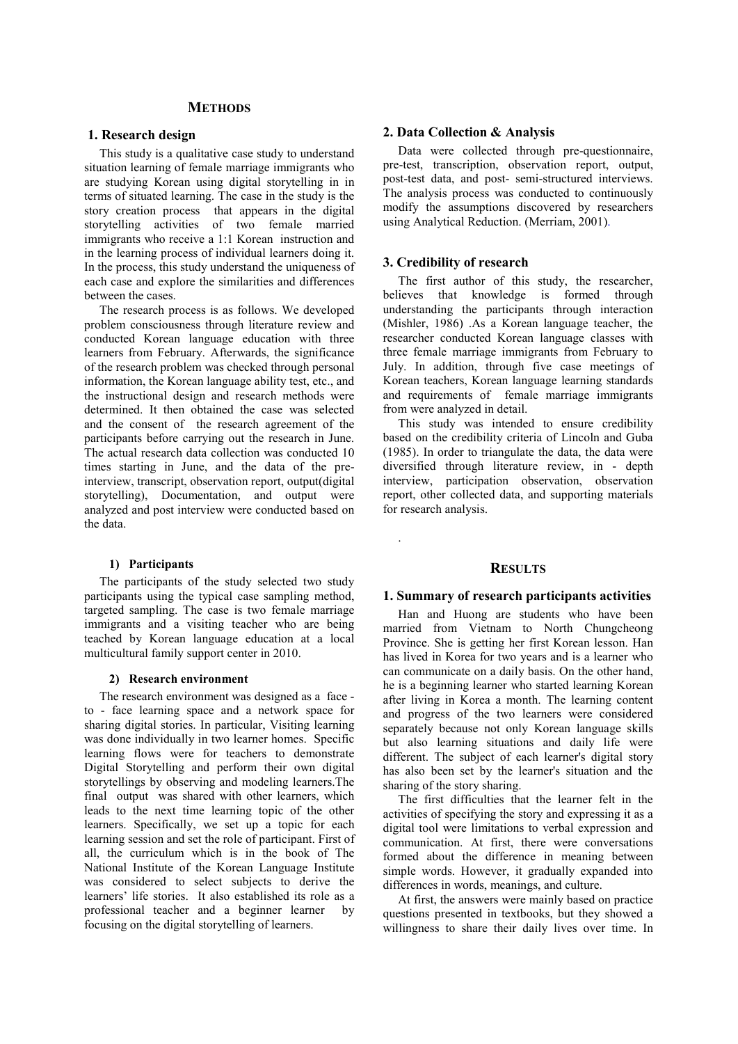## METHODS

### 1. Research design

This study is a qualitative case study to understand situation learning of female marriage immigrants who are studying Korean using digital storytelling in in terms of situated learning. The case in the study is the story creation process that appears in the digital storytelling activities of two female married immigrants who receive a 1:1 Korean instruction and in the learning process of individual learners doing it. In the process, this study understand the uniqueness of each case and explore the similarities and differences between the cases.

The research process is as follows. We developed problem consciousness through literature review and conducted Korean language education with three learners from February. Afterwards, the significance of the research problem was checked through personal information, the Korean language ability test, etc., and the instructional design and research methods were determined. It then obtained the case was selected and the consent of the research agreement of the participants before carrying out the research in June. The actual research data collection was conducted 10 times starting in June, and the data of the pre-interview, transcript, observation report, output(digital storytelling), Documentation, and output were analyzed and post interview were conducted based on the data.

#### 1) Participants

The participants of the study selected two study participants using the typical case sampling method, targeted sampling. The case is two female marriage immigrants and a visiting teacher who are being teached by Korean language education at a local multicultural family support center in 2010.

#### 2) Research environment

The research environment was designed as a face - to - face learning space and a network space for sharing digital stories. In particular, Visiting learning was done individually in two learner homes. Specific learning flows were for teachers to demonstrate Digital Storytelling and perform their own digital storytellings by observing and modeling learners.The final output was shared with other learners, which leads to the next time learning topic of the other learners. Specifically, we set up a topic for each learning session and set the role of participant. First of all, the curriculum which is in the book of The National Institute of the Korean Language Institute was considered to select subjects to derive the learners' life stories. It also established its role as a professional teacher and a beginner learner by focusing on the digital storytelling of learners.

### 2. Data Collection & Analysis

Data were collected through pre-questionnaire, pre-test, transcription, observation report, output, post-test data, and post- semi-structured interviews. The analysis process was conducted to continuously modify the assumptions discovered by researchers using Analytical Reduction. (Merriam, 2001).

### 3. Credibility of research

The first author of this study, the researcher, believes that knowledge is formed through understanding the participants through interaction (Mishler, 1986) .As a Korean language teacher, the researcher conducted Korean language classes with three female marriage immigrants from February to July. In addition, through five case meetings of Korean teachers, Korean language learning standards and requirements of female marriage immigrants from were analyzed in detail.

This study was intended to ensure credibility based on the credibility criteria of Lincoln and Guba (1985). In order to triangulate the data, the data were diversified through literature review, in - depth interview, participation observation, observation report, other collected data, and supporting materials for research analysis.

.

## RESULTS

### 1. Summary of research participants activities

Han and Huong are students who have been married from Vietnam to North Chungcheong Province. She is getting her first Korean lesson. Han has lived in Korea for two years and is a learner who can communicate on a daily basis. On the other hand, he is a beginning learner who started learning Korean after living in Korea a month. The learning content and progress of the two learners were considered separately because not only Korean language skills but also learning situations and daily life were different. The subject of each learner's digital story has also been set by the learner's situation and the sharing of the story sharing.

The first difficulties that the learner felt in the activities of specifying the story and expressing it as a digital tool were limitations to verbal expression and communication. At first, there were conversations formed about the difference in meaning between simple words. However, it gradually expanded into differences in words, meanings, and culture.

At first, the answers were mainly based on practice questions presented in textbooks, but they showed a willingness to share their daily lives over time. In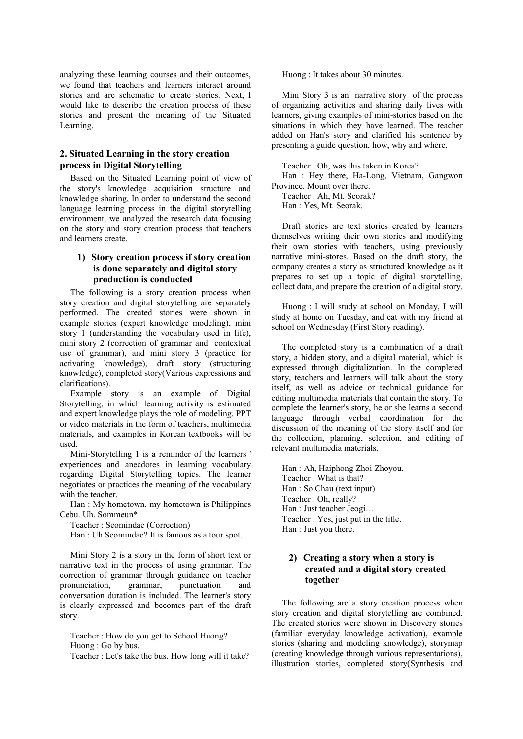analyzing these learning courses and their outcomes, we found that teachers and learners interact around stories and are schematic to create stories. Next, I would like to describe the creation process of these stories and present the meaning of the Situated Learning.

## 2. Situated Learning in the story creation process in Digital Storytelling

Based on the Situated Learning point of view of the story's knowledge acquisition structure and knowledge sharing, In order to understand the second language learning process in the digital storytelling environment, we analyzed the research data focusing on the story and story creation process that teachers and learners create.

### 1) Story creation process if story creation is done separately and digital story production is conducted

The following is a story creation process when story creation and digital storytelling are separately performed. The created stories were shown in example stories (expert knowledge modeling), mini story 1 (understanding the vocabulary used in life), mini story 2 (correction of grammar and contextual use of grammar), and mini story 3 (practice for activating knowledge), draft story (structuring knowledge), completed story(Various expressions and clarifications).

Example story is an example of Digital Storytelling, in which learning activity is estimated and expert knowledge plays the role of modeling. PPT or video materials in the form of teachers, multimedia materials, and examples in Korean textbooks will be used.

Mini-Storytelling 1 is a reminder of the learners ' experiences and anecdotes in learning vocabulary regarding Digital Storytelling topics. The learner negotiates or practices the meaning of the vocabulary with the teacher.

Han : My hometown. my hometown is Philippines Cebu. Uh. Sommeun*
Teacher : Seomindae (Correction)
Han : Uh Seomindae? It is famous as a tour spot.

Mini Story 2 is a story in the form of short text or narrative text in the process of using grammar. The correction of grammar through guidance on teacher pronunciation, grammar, punctuation and conversation duration is included. The learner's story is clearly expressed and becomes part of the draft story.

Teacher : How do you get to School Huong?
Huong : Go by bus.
Teacher : Let's take the bus. How long will it take?
Huong : It takes about 30 minutes.

Mini Story 3 is an narrative story of the process of organizing activities and sharing daily lives with learners, giving examples of mini-stories based on the situations in which they have learned. The teacher added on Han's story and clarified his sentence by presenting a guide question, how, why and where.

Teacher : Oh, was this taken in Korea?
Han : Hey there, Ha-Long, Vietnam, Gangwon Province. Mount over there.
Teacher : Ah, Mt. Seorak?
Han : Yes, Mt. Seorak.

Draft stories are text stories created by learners themselves writing their own stories and modifying their own stories with teachers, using previously narrative mini-stores. Based on the draft story, the company creates a story as structured knowledge as it prepares to set up a topic of digital storytelling, collect data, and prepare the creation of a digital story.

Huong : I will study at school on Monday, I will study at home on Tuesday, and eat with my friend at school on Wednesday (First Story reading).

The completed story is a combination of a draft story, a hidden story, and a digital material, which is expressed through digitalization. In the completed story, teachers and learners will talk about the story itself, as well as advice or technical guidance for editing multimedia materials that contain the story. To complete the learner's story, he or she learns a second language through verbal coordination for the discussion of the meaning of the story itself and for the collection, planning, selection, and editing of relevant multimedia materials.

Han : Ah, Haiphong Zhoi Zhoyou.
Teacher : What is that?
Han : So Chau (text input)
Teacher : Oh, really?
Han : Just teacher Jeogi…
Teacher : Yes, just put in the title.
Han : Just you there.

### 2) Creating a story when a story is created and a digital story created together

The following are a story creation process when story creation and digital storytelling are combined. The created stories were shown in Discovery stories (familiar everyday knowledge activation), example stories (sharing and modeling knowledge), storymap (creating knowledge through various representations), illustration stories, completed story(Synthesis and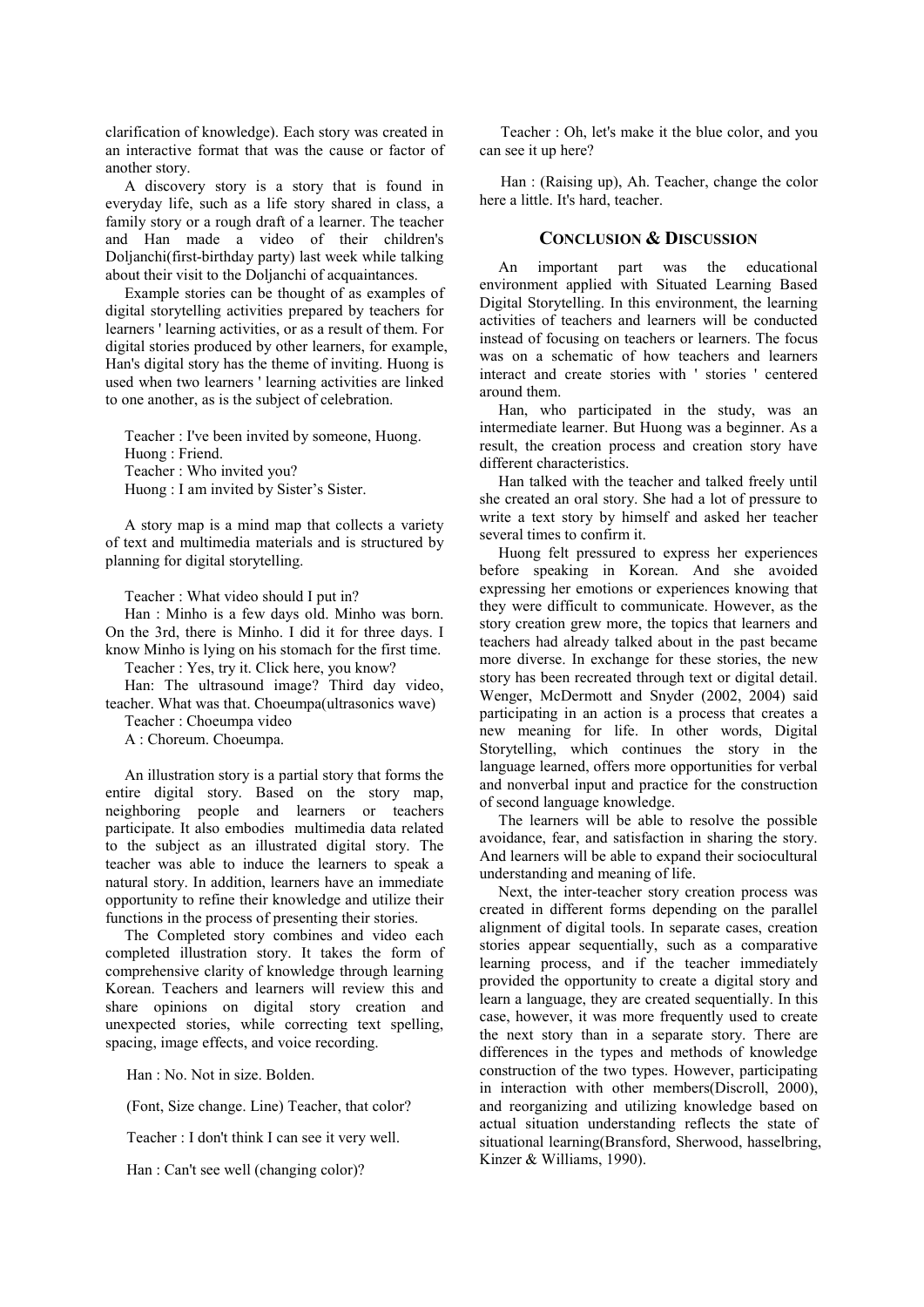clarification of knowledge). Each story was created in an interactive format that was the cause or factor of another story.

A discovery story is a story that is found in everyday life, such as a life story shared in class, a family story or a rough draft of a learner. The teacher and Han made a video of their children's Doljanchi(first-birthday party) last week while talking about their visit to the Doljanchi of acquaintances.

Example stories can be thought of as examples of digital storytelling activities prepared by teachers for learners ' learning activities, or as a result of them. For digital stories produced by other learners, for example, Han's digital story has the theme of inviting. Huong is used when two learners ' learning activities are linked to one another, as is the subject of celebration.

Teacher : I've been invited by someone, Huong.
Huong : Friend.
Teacher : Who invited you?
Huong : I am invited by Sister's Sister.

A story map is a mind map that collects a variety of text and multimedia materials and is structured by planning for digital storytelling.

Teacher : What video should I put in?

Han : Minho is a few days old. Minho was born. On the 3rd, there is Minho. I did it for three days. I know Minho is lying on his stomach for the first time.

Teacher : Yes, try it. Click here, you know?

Han: The ultrasound image? Third day video, teacher. What was that. Choeumpa(ultrasonics wave)

Teacher : Choeumpa video

A : Choreum. Choeumpa.

An illustration story is a partial story that forms the entire digital story. Based on the story map, neighboring people and learners or teachers participate. It also embodies multimedia data related to the subject as an illustrated digital story. The teacher was able to induce the learners to speak a natural story. In addition, learners have an immediate opportunity to refine their knowledge and utilize their functions in the process of presenting their stories.

The Completed story combines and video each completed illustration story. It takes the form of comprehensive clarity of knowledge through learning Korean. Teachers and learners will review this and share opinions on digital story creation and unexpected stories, while correcting text spelling, spacing, image effects, and voice recording.

Han : No. Not in size. Bolden.

(Font, Size change. Line) Teacher, that color?

Teacher : I don't think I can see it very well.

Han : Can't see well (changing color)?

Teacher : Oh, let's make it the blue color, and you can see it up here?

Han : (Raising up), Ah. Teacher, change the color here a little. It's hard, teacher.

## CONCLUSION & DISCUSSION

An important part was the educational environment applied with Situated Learning Based Digital Storytelling. In this environment, the learning activities of teachers and learners will be conducted instead of focusing on teachers or learners. The focus was on a schematic of how teachers and learners interact and create stories with ' stories ' centered around them.

Han, who participated in the study, was an intermediate learner. But Huong was a beginner. As a result, the creation process and creation story have different characteristics.

Han talked with the teacher and talked freely until she created an oral story. She had a lot of pressure to write a text story by himself and asked her teacher several times to confirm it.

Huong felt pressured to express her experiences before speaking in Korean. And she avoided expressing her emotions or experiences knowing that they were difficult to communicate. However, as the story creation grew more, the topics that learners and teachers had already talked about in the past became more diverse. In exchange for these stories, the new story has been recreated through text or digital detail. Wenger, McDermott and Snyder (2002, 2004) said participating in an action is a process that creates a new meaning for life. In other words, Digital Storytelling, which continues the story in the language learned, offers more opportunities for verbal and nonverbal input and practice for the construction of second language knowledge.

The learners will be able to resolve the possible avoidance, fear, and satisfaction in sharing the story. And learners will be able to expand their sociocultural understanding and meaning of life.

Next, the inter-teacher story creation process was created in different forms depending on the parallel alignment of digital tools. In separate cases, creation stories appear sequentially, such as a comparative learning process, and if the teacher immediately provided the opportunity to create a digital story and learn a language, they are created sequentially. In this case, however, it was more frequently used to create the next story than in a separate story. There are differences in the types and methods of knowledge construction of the two types. However, participating in interaction with other members(Discroll, 2000), and reorganizing and utilizing knowledge based on actual situation understanding reflects the state of situational learning(Bransford, Sherwood, hasselbring, Kinzer & Williams, 1990).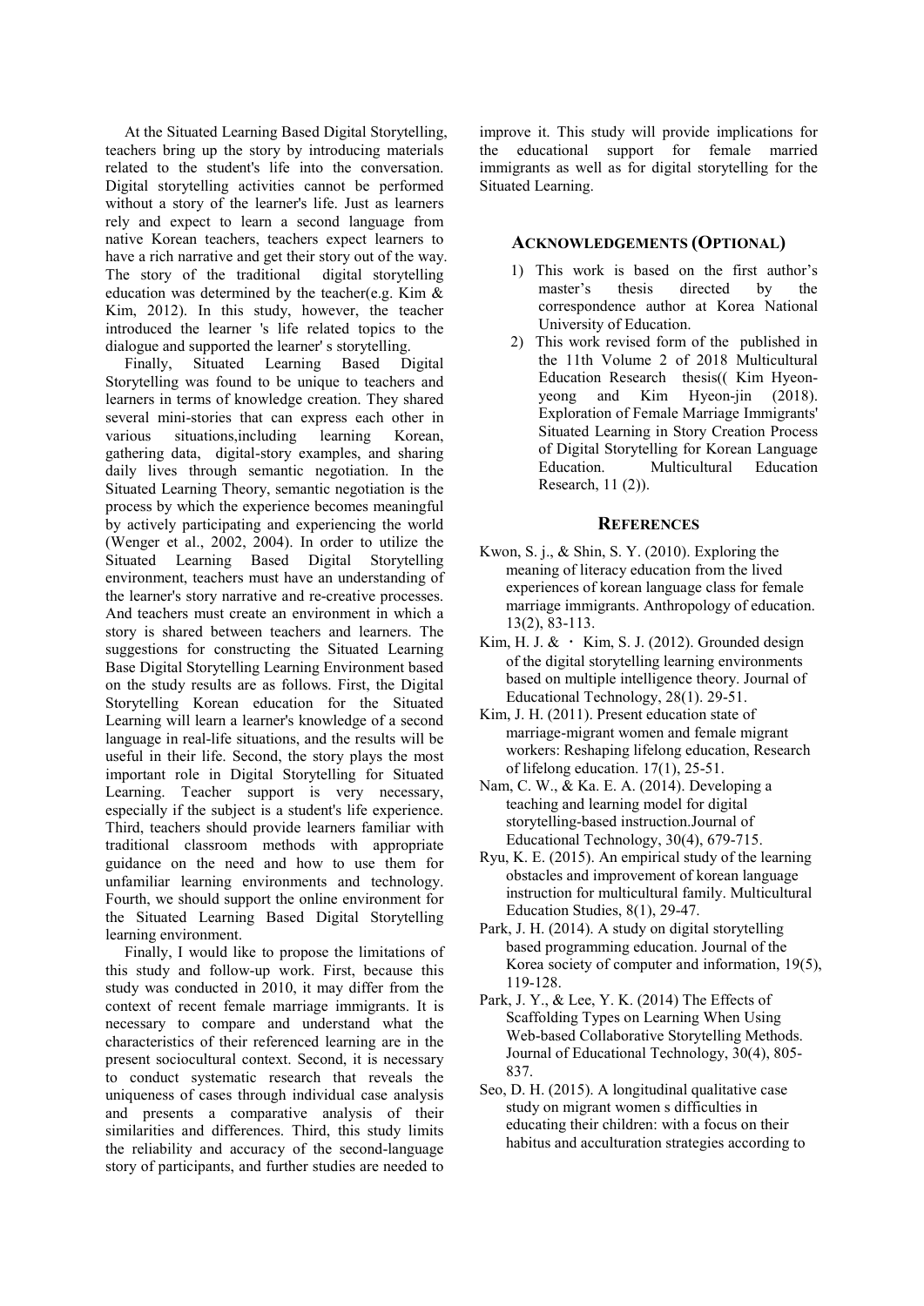At the Situated Learning Based Digital Storytelling, teachers bring up the story by introducing materials related to the student's life into the conversation. Digital storytelling activities cannot be performed without a story of the learner's life. Just as learners rely and expect to learn a second language from native Korean teachers, teachers expect learners to have a rich narrative and get their story out of the way. The story of the traditional digital storytelling education was determined by the teacher(e.g. Kim & Kim, 2012). In this study, however, the teacher introduced the learner 's life related topics to the dialogue and supported the learner' s storytelling.

Finally, Situated Learning Based Digital Storytelling was found to be unique to teachers and learners in terms of knowledge creation. They shared several mini-stories that can express each other in various situations,including learning Korean, gathering data, digital-story examples, and sharing daily lives through semantic negotiation. In the Situated Learning Theory, semantic negotiation is the process by which the experience becomes meaningful by actively participating and experiencing the world (Wenger et al., 2002, 2004). In order to utilize the Situated Learning Based Digital Storytelling environment, teachers must have an understanding of the learner's story narrative and re-creative processes. And teachers must create an environment in which a story is shared between teachers and learners. The suggestions for constructing the Situated Learning Base Digital Storytelling Learning Environment based on the study results are as follows. First, the Digital Storytelling Korean education for the Situated Learning will learn a learner's knowledge of a second language in real-life situations, and the results will be useful in their life. Second, the story plays the most important role in Digital Storytelling for Situated Learning. Teacher support is very necessary, especially if the subject is a student's life experience. Third, teachers should provide learners familiar with traditional classroom methods with appropriate guidance on the need and how to use them for unfamiliar learning environments and technology. Fourth, we should support the online environment for the Situated Learning Based Digital Storytelling learning environment.

Finally, I would like to propose the limitations of this study and follow-up work. First, because this study was conducted in 2010, it may differ from the context of recent female marriage immigrants. It is necessary to compare and understand what the characteristics of their referenced learning are in the present sociocultural context. Second, it is necessary to conduct systematic research that reveals the uniqueness of cases through individual case analysis and presents a comparative analysis of their similarities and differences. Third, this study limits the reliability and accuracy of the second-language story of participants, and further studies are needed to improve it. This study will provide implications for the educational support for female married immigrants as well as for digital storytelling for the Situated Learning.

## ACKNOWLEDGEMENTS (OPTIONAL)

1) This work is based on the first author's master's thesis directed by the correspondence author at Korea National University of Education.
2) This work revised form of the published in the 11th Volume 2 of 2018 Multicultural Education Research thesis(( Kim Hyeon-yeong and Kim Hyeon-jin (2018). Exploration of Female Marriage Immigrants' Situated Learning in Story Creation Process of Digital Storytelling for Korean Language Education. Multicultural Education Research, 11 (2)).

## REFERENCES

Kwon, S. j., & Shin, S. Y. (2010). Exploring the meaning of literacy education from the lived experiences of korean language class for female marriage immigrants. Anthropology of education. 13(2), 83-113.

Kim, H. J. & ・ Kim, S. J. (2012). Grounded design of the digital storytelling learning environments based on multiple intelligence theory. Journal of Educational Technology, 28(1). 29-51.

Kim, J. H. (2011). Present education state of marriage-migrant women and female migrant workers: Reshaping lifelong education, Research of lifelong education. 17(1), 25-51.

Nam, C. W., & Ka. E. A. (2014). Developing a teaching and learning model for digital storytelling-based instruction.Journal of Educational Technology, 30(4), 679-715.

Ryu, K. E. (2015). An empirical study of the learning obstacles and improvement of korean language instruction for multicultural family. Multicultural Education Studies, 8(1), 29-47.

Park, J. H. (2014). A study on digital storytelling based programming education. Journal of the Korea society of computer and information, 19(5), 119-128.

Park, J. Y., & Lee, Y. K. (2014) The Effects of Scaffolding Types on Learning When Using Web-based Collaborative Storytelling Methods. Journal of Educational Technology, 30(4), 805-837.

Seo, D. H. (2015). A longitudinal qualitative case study on migrant women s difficulties in educating their children: with a focus on their habitus and acculturation strategies according to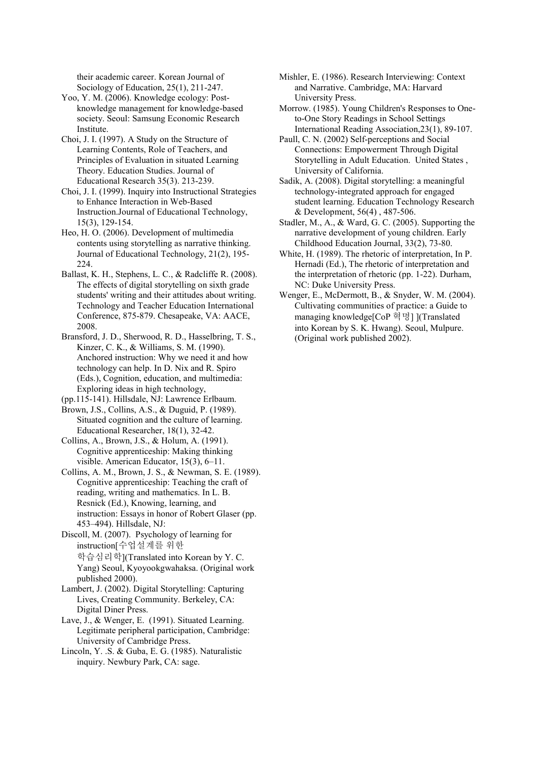their academic career. Korean Journal of Sociology of Education, 25(1), 211-247.

Yoo, Y. M. (2006). Knowledge ecology: Post-knowledge management for knowledge-based society. Seoul: Samsung Economic Research Institute.

Choi, J. I. (1997). A Study on the Structure of Learning Contents, Role of Teachers, and Principles of Evaluation in situated Learning Theory. Education Studies. Journal of Educational Research 35(3). 213-239.

Choi, J. I. (1999). Inquiry into Instructional Strategies to Enhance Interaction in Web-Based Instruction.Journal of Educational Technology, 15(3), 129-154.

Heo, H. O. (2006). Development of multimedia contents using storytelling as narrative thinking. Journal of Educational Technology, 21(2), 195-224.

Ballast, K. H., Stephens, L. C., & Radcliffe R. (2008). The effects of digital storytelling on sixth grade students' writing and their attitudes about writing. Technology and Teacher Education International Conference, 875-879. Chesapeake, VA: AACE, 2008.

Bransford, J. D., Sherwood, R. D., Hasselbring, T. S., Kinzer, C. K., & Williams, S. M. (1990). Anchored instruction: Why we need it and how technology can help. In D. Nix and R. Spiro (Eds.), Cognition, education, and multimedia: Exploring ideas in high technology,
(pp.115-141). Hillsdale, NJ: Lawrence Erlbaum.

Brown, J.S., Collins, A.S., & Duguid, P. (1989). Situated cognition and the culture of learning. Educational Researcher, 18(1), 32-42.

Collins, A., Brown, J.S., & Holum, A. (1991). Cognitive apprenticeship: Making thinking visible. American Educator, 15(3), 6–11.

Collins, A. M., Brown, J. S., & Newman, S. E. (1989). Cognitive apprenticeship: Teaching the craft of reading, writing and mathematics. In L. B. Resnick (Ed.), Knowing, learning, and instruction: Essays in honor of Robert Glaser (pp. 453–494). Hillsdale, NJ:

Discoll, M. (2007). Psychology of learning for instruction[수업설계를 위한 학습심리학](Translated into Korean by Y. C. Yang) Seoul, Kyoyookgwahaksa. (Original work published 2000).

Lambert, J. (2002). Digital Storytelling: Capturing Lives, Creating Community. Berkeley, CA: Digital Diner Press.

Lave, J., & Wenger, E. (1991). Situated Learning. Legitimate peripheral participation, Cambridge: University of Cambridge Press.

Lincoln, Y. .S. & Guba, E. G. (1985). Naturalistic inquiry. Newbury Park, CA: sage.

Mishler, E. (1986). Research Interviewing: Context and Narrative. Cambridge, MA: Harvard University Press.

Morrow. (1985). Young Children's Responses to One-to-One Story Readings in School Settings International Reading Association,23(1), 89-107.

Paull, C. N. (2002) Self-perceptions and Social Connections: Empowerment Through Digital Storytelling in Adult Education. United States , University of California.

Sadik, A. (2008). Digital storytelling: a meaningful technology-integrated approach for engaged student learning. Education Technology Research & Development, 56(4) , 487-506.

Stadler, M., A., & Ward, G. C. (2005). Supporting the narrative development of young children. Early Childhood Education Journal, 33(2), 73-80.

White, H. (1989). The rhetoric of interpretation, In P. Hernadi (Ed.), The rhetoric of interpretation and the interpretation of rhetoric (pp. 1-22). Durham, NC: Duke University Press.

Wenger, E., McDermott, B., & Snyder, W. M. (2004). Cultivating communities of practice: a Guide to managing knowledge[CoP 혁명] ](Translated into Korean by S. K. Hwang). Seoul, Mulpure. (Original work published 2002).